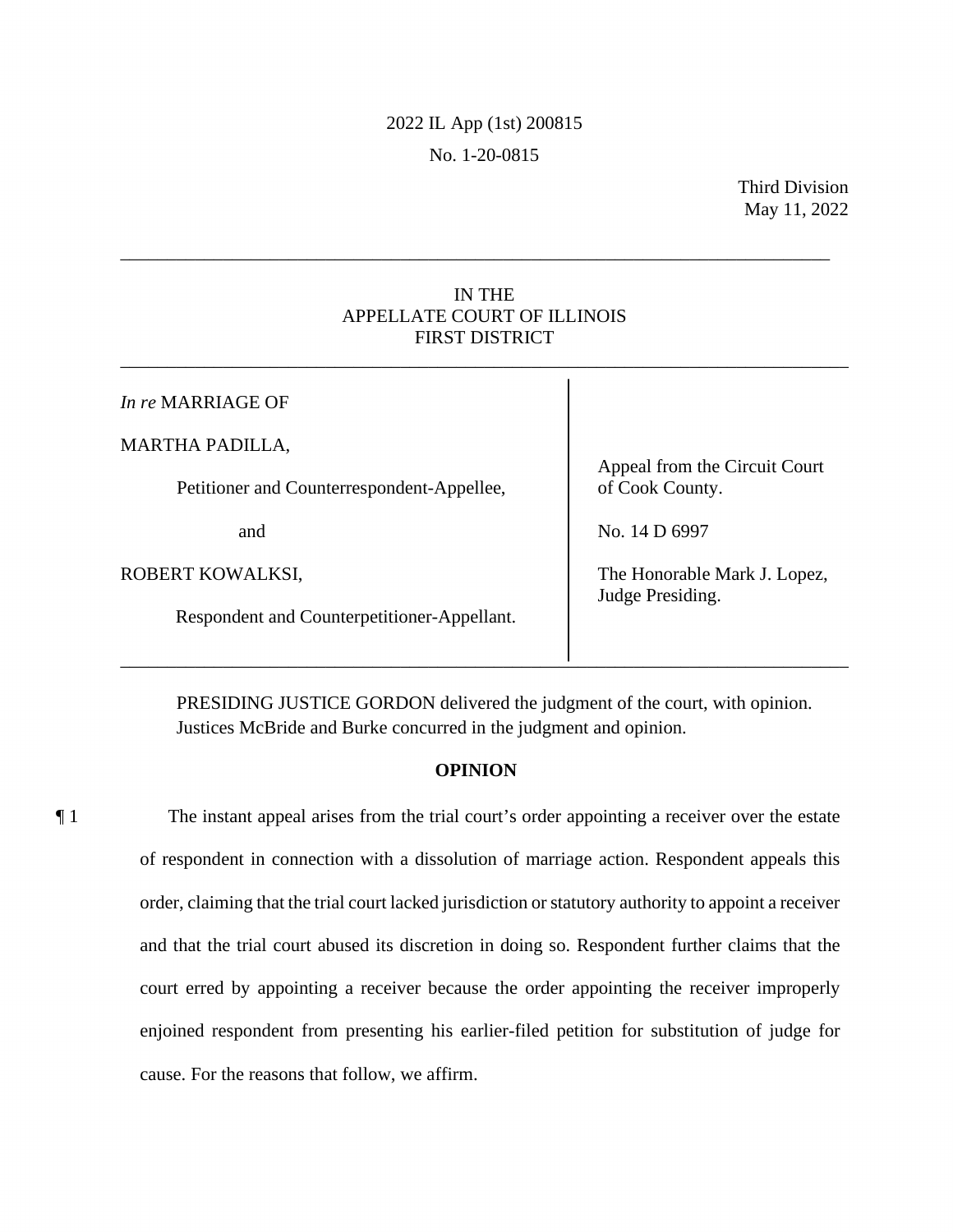2022 IL App (1st) 200815

No. 1-20-0815

Third Division
May 11, 2022

---

IN THE
APPELLATE COURT OF ILLINOIS
FIRST DISTRICT

---

| | |
|---|---|
| *In re* MARRIAGE OF | |
| MARTHA PADILLA, | Appeal from the Circuit Court |
| Petitioner and Counterrespondent-Appellee, | of Cook County. |
| and | No. 14 D 6997 |
| ROBERT KOWALKSI, | The Honorable Mark J. Lopez, |
| Respondent and Counterpetitioner-Appellant. | Judge Presiding. |

---

PRESIDING JUSTICE GORDON delivered the judgment of the court, with opinion.
Justices McBride and Burke concurred in the judgment and opinion.

**OPINION**

¶ 1 The instant appeal arises from the trial court's order appointing a receiver over the estate of respondent in connection with a dissolution of marriage action. Respondent appeals this order, claiming that the trial court lacked jurisdiction or statutory authority to appoint a receiver and that the trial court abused its discretion in doing so. Respondent further claims that the court erred by appointing a receiver because the order appointing the receiver improperly enjoined respondent from presenting his earlier-filed petition for substitution of judge for cause. For the reasons that follow, we affirm.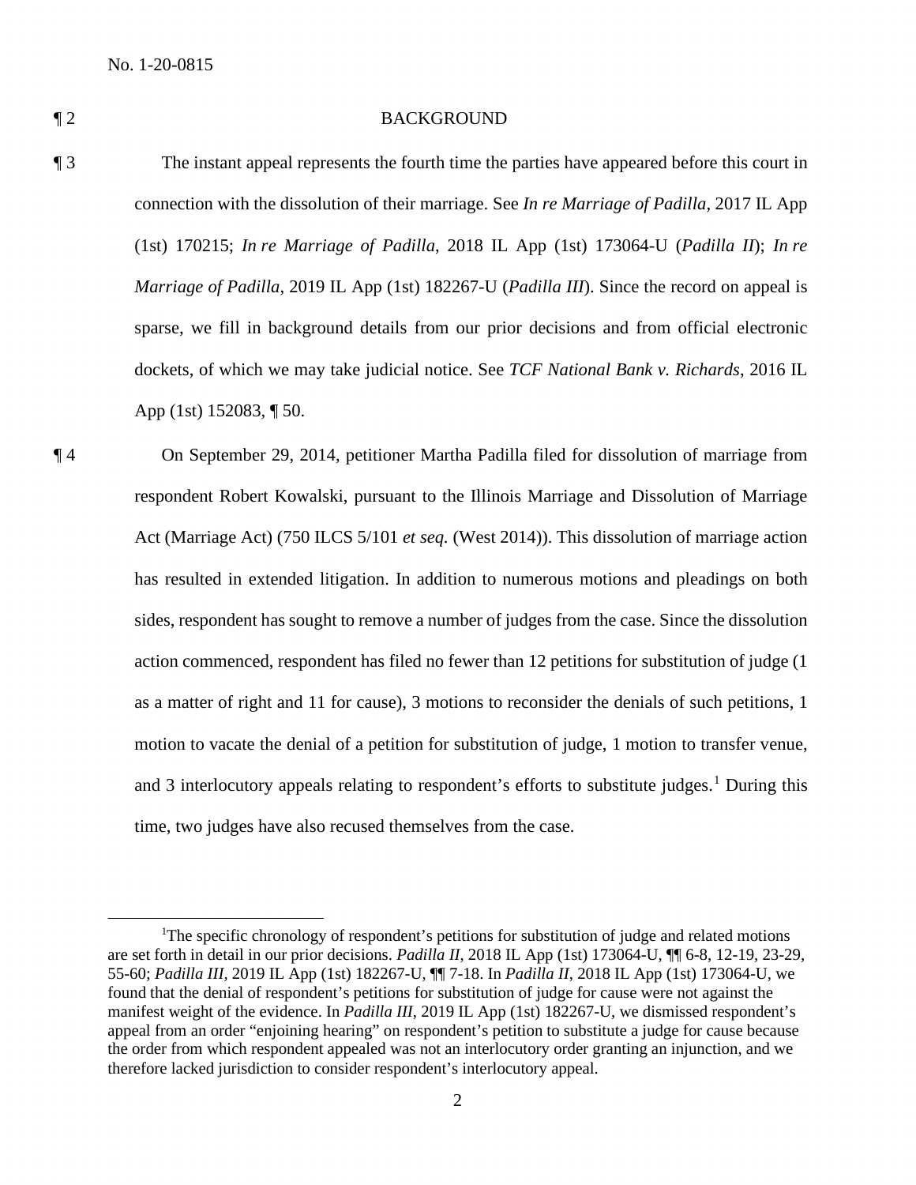¶ 2 BACKGROUND

¶ 3 The instant appeal represents the fourth time the parties have appeared before this court in connection with the dissolution of their marriage. See *In re Marriage of Padilla*, 2017 IL App (1st) 170215; *In re Marriage of Padilla*, 2018 IL App (1st) 173064-U (*Padilla II*); *In re Marriage of Padilla*, 2019 IL App (1st) 182267-U (*Padilla III*). Since the record on appeal is sparse, we fill in background details from our prior decisions and from official electronic dockets, of which we may take judicial notice. See *TCF National Bank v. Richards*, 2016 IL App (1st) 152083, ¶ 50.

¶ 4 On September 29, 2014, petitioner Martha Padilla filed for dissolution of marriage from respondent Robert Kowalski, pursuant to the Illinois Marriage and Dissolution of Marriage Act (Marriage Act) (750 ILCS 5/101 *et seq.* (West 2014)). This dissolution of marriage action has resulted in extended litigation. In addition to numerous motions and pleadings on both sides, respondent has sought to remove a number of judges from the case. Since the dissolution action commenced, respondent has filed no fewer than 12 petitions for substitution of judge (1 as a matter of right and 11 for cause), 3 motions to reconsider the denials of such petitions, 1 motion to vacate the denial of a petition for substitution of judge, 1 motion to transfer venue, and 3 interlocutory appeals relating to respondent's efforts to substitute judges.[1] During this time, two judges have also recused themselves from the case.

---

[1] The specific chronology of respondent's petitions for substitution of judge and related motions are set forth in detail in our prior decisions. *Padilla II*, 2018 IL App (1st) 173064-U, ¶¶ 6-8, 12-19, 23-29, 55-60; *Padilla III*, 2019 IL App (1st) 182267-U, ¶¶ 7-18. In *Padilla II*, 2018 IL App (1st) 173064-U, we found that the denial of respondent's petitions for substitution of judge for cause were not against the manifest weight of the evidence. In *Padilla III*, 2019 IL App (1st) 182267-U, we dismissed respondent's appeal from an order "enjoining hearing" on respondent's petition to substitute a judge for cause because the order from which respondent appealed was not an interlocutory order granting an injunction, and we therefore lacked jurisdiction to consider respondent's interlocutory appeal.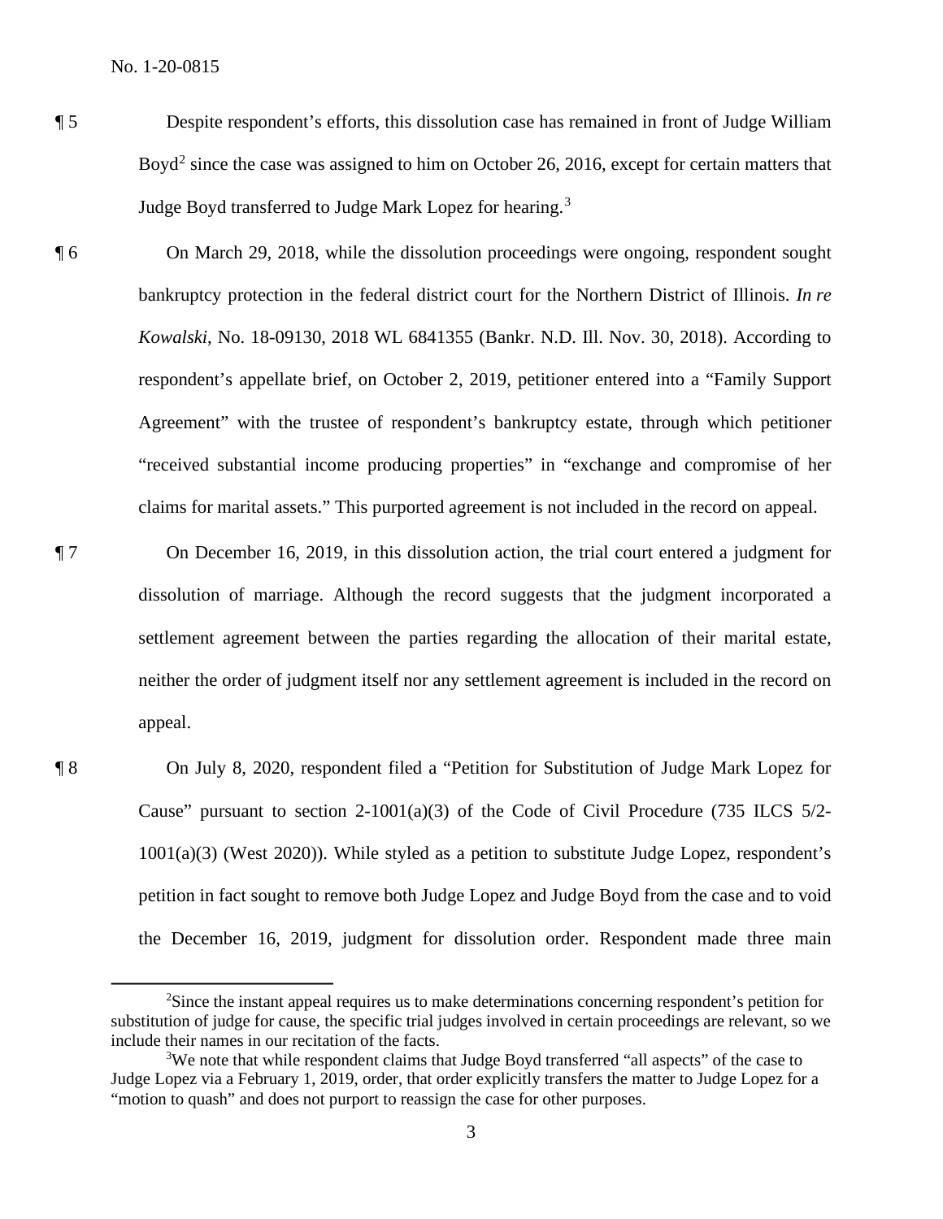¶ 5 Despite respondent's efforts, this dissolution case has remained in front of Judge William Boyd[2] since the case was assigned to him on October 26, 2016, except for certain matters that Judge Boyd transferred to Judge Mark Lopez for hearing.[3]

¶ 6 On March 29, 2018, while the dissolution proceedings were ongoing, respondent sought bankruptcy protection in the federal district court for the Northern District of Illinois. *In re Kowalski*, No. 18-09130, 2018 WL 6841355 (Bankr. N.D. Ill. Nov. 30, 2018). According to respondent's appellate brief, on October 2, 2019, petitioner entered into a "Family Support Agreement" with the trustee of respondent's bankruptcy estate, through which petitioner "received substantial income producing properties" in "exchange and compromise of her claims for marital assets." This purported agreement is not included in the record on appeal.

¶ 7 On December 16, 2019, in this dissolution action, the trial court entered a judgment for dissolution of marriage. Although the record suggests that the judgment incorporated a settlement agreement between the parties regarding the allocation of their marital estate, neither the order of judgment itself nor any settlement agreement is included in the record on appeal.

¶ 8 On July 8, 2020, respondent filed a "Petition for Substitution of Judge Mark Lopez for Cause" pursuant to section 2-1001(a)(3) of the Code of Civil Procedure (735 ILCS 5/2-1001(a)(3) (West 2020)). While styled as a petition to substitute Judge Lopez, respondent's petition in fact sought to remove both Judge Lopez and Judge Boyd from the case and to void the December 16, 2019, judgment for dissolution order. Respondent made three main

---

[2]Since the instant appeal requires us to make determinations concerning respondent's petition for substitution of judge for cause, the specific trial judges involved in certain proceedings are relevant, so we include their names in our recitation of the facts.

[3]We note that while respondent claims that Judge Boyd transferred "all aspects" of the case to Judge Lopez via a February 1, 2019, order, that order explicitly transfers the matter to Judge Lopez for a "motion to quash" and does not purport to reassign the case for other purposes.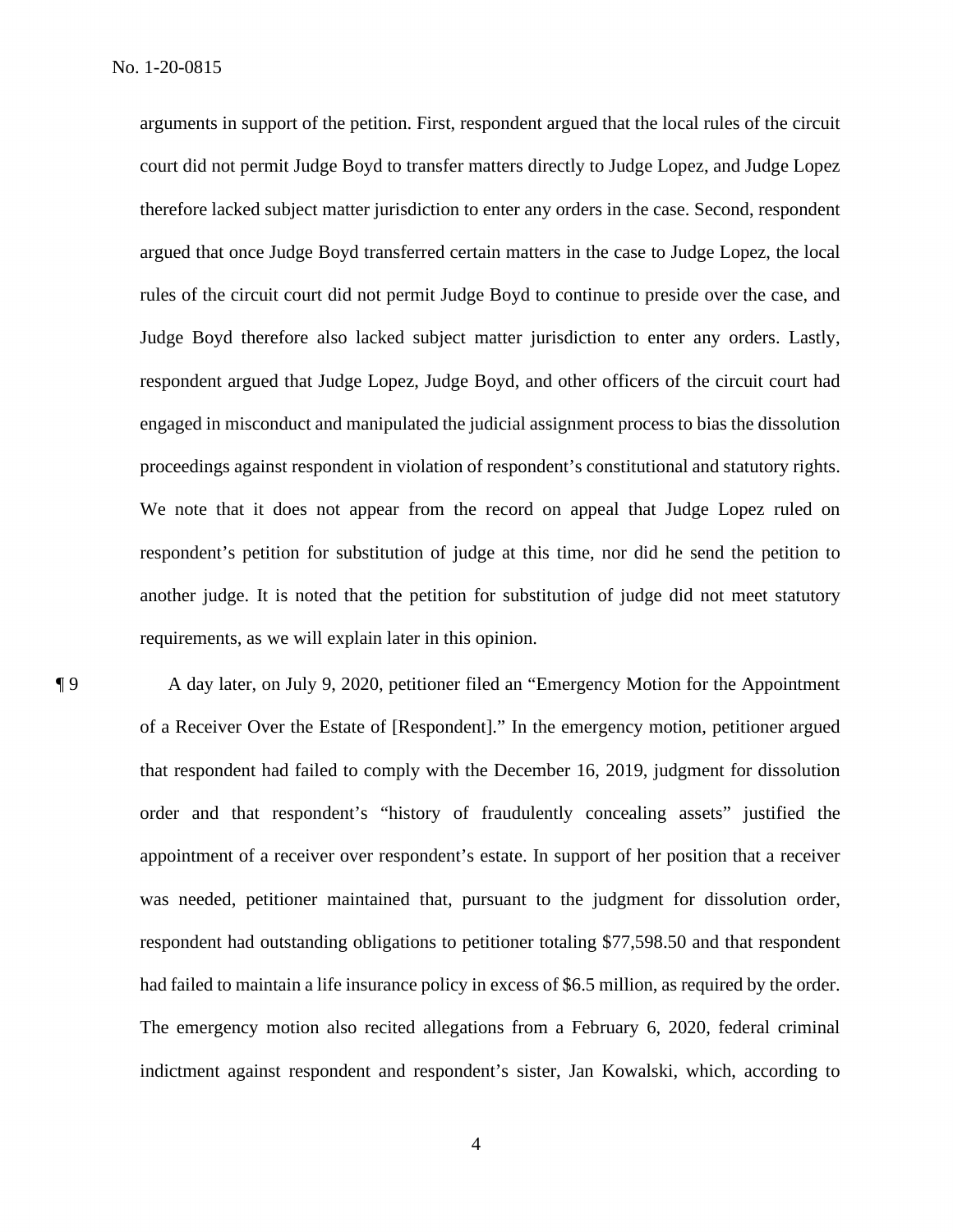arguments in support of the petition. First, respondent argued that the local rules of the circuit court did not permit Judge Boyd to transfer matters directly to Judge Lopez, and Judge Lopez therefore lacked subject matter jurisdiction to enter any orders in the case. Second, respondent argued that once Judge Boyd transferred certain matters in the case to Judge Lopez, the local rules of the circuit court did not permit Judge Boyd to continue to preside over the case, and Judge Boyd therefore also lacked subject matter jurisdiction to enter any orders. Lastly, respondent argued that Judge Lopez, Judge Boyd, and other officers of the circuit court had engaged in misconduct and manipulated the judicial assignment process to bias the dissolution proceedings against respondent in violation of respondent's constitutional and statutory rights. We note that it does not appear from the record on appeal that Judge Lopez ruled on respondent's petition for substitution of judge at this time, nor did he send the petition to another judge. It is noted that the petition for substitution of judge did not meet statutory requirements, as we will explain later in this opinion.

¶ 9 A day later, on July 9, 2020, petitioner filed an "Emergency Motion for the Appointment of a Receiver Over the Estate of [Respondent]." In the emergency motion, petitioner argued that respondent had failed to comply with the December 16, 2019, judgment for dissolution order and that respondent's "history of fraudulently concealing assets" justified the appointment of a receiver over respondent's estate. In support of her position that a receiver was needed, petitioner maintained that, pursuant to the judgment for dissolution order, respondent had outstanding obligations to petitioner totaling $77,598.50 and that respondent had failed to maintain a life insurance policy in excess of $6.5 million, as required by the order. The emergency motion also recited allegations from a February 6, 2020, federal criminal indictment against respondent and respondent's sister, Jan Kowalski, which, according to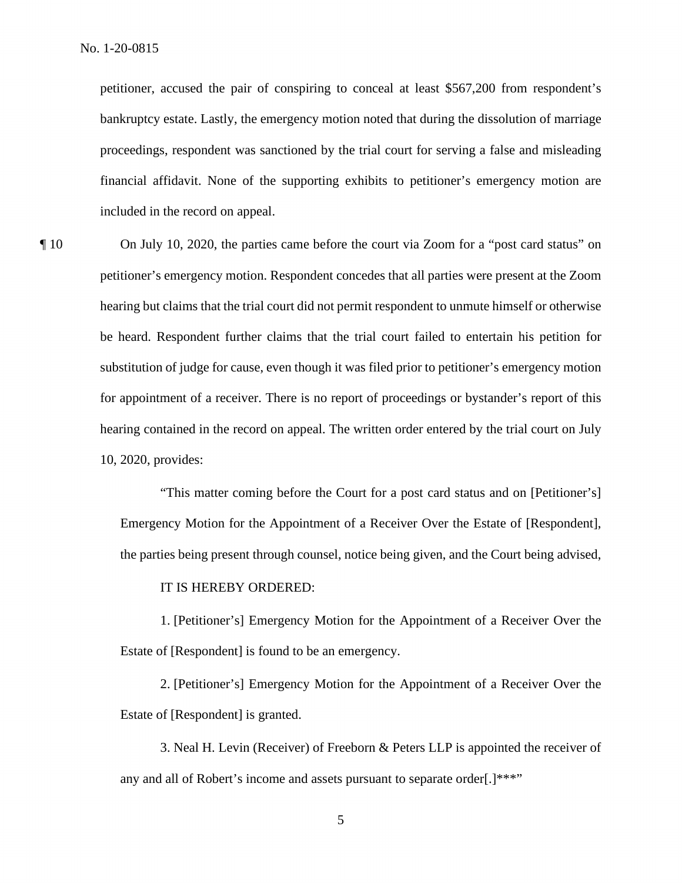petitioner, accused the pair of conspiring to conceal at least $567,200 from respondent's bankruptcy estate. Lastly, the emergency motion noted that during the dissolution of marriage proceedings, respondent was sanctioned by the trial court for serving a false and misleading financial affidavit. None of the supporting exhibits to petitioner's emergency motion are included in the record on appeal.

¶ 10 On July 10, 2020, the parties came before the court via Zoom for a "post card status" on petitioner's emergency motion. Respondent concedes that all parties were present at the Zoom hearing but claims that the trial court did not permit respondent to unmute himself or otherwise be heard. Respondent further claims that the trial court failed to entertain his petition for substitution of judge for cause, even though it was filed prior to petitioner's emergency motion for appointment of a receiver. There is no report of proceedings or bystander's report of this hearing contained in the record on appeal. The written order entered by the trial court on July 10, 2020, provides:

> "This matter coming before the Court for a post card status and on [Petitioner's] Emergency Motion for the Appointment of a Receiver Over the Estate of [Respondent], the parties being present through counsel, notice being given, and the Court being advised,
>
> IT IS HEREBY ORDERED:
>
> 1. [Petitioner's] Emergency Motion for the Appointment of a Receiver Over the Estate of [Respondent] is found to be an emergency.
>
> 2. [Petitioner's] Emergency Motion for the Appointment of a Receiver Over the Estate of [Respondent] is granted.
>
> 3. Neal H. Levin (Receiver) of Freeborn & Peters LLP is appointed the receiver of any and all of Robert's income and assets pursuant to separate order[.]***"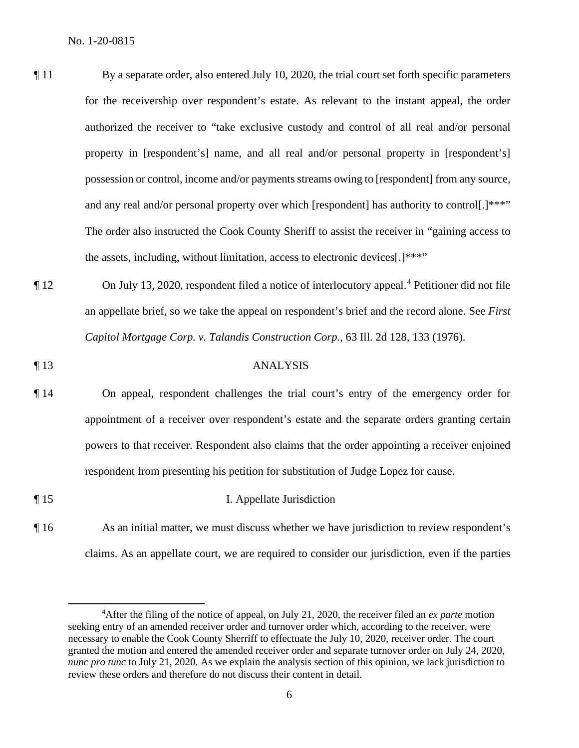¶ 11 By a separate order, also entered July 10, 2020, the trial court set forth specific parameters for the receivership over respondent's estate. As relevant to the instant appeal, the order authorized the receiver to "take exclusive custody and control of all real and/or personal property in [respondent's] name, and all real and/or personal property in [respondent's] possession or control, income and/or payments streams owing to [respondent] from any source, and any real and/or personal property over which [respondent] has authority to control[.]***" The order also instructed the Cook County Sheriff to assist the receiver in "gaining access to the assets, including, without limitation, access to electronic devices[.]***"

¶ 12 On July 13, 2020, respondent filed a notice of interlocutory appeal.[4] Petitioner did not file an appellate brief, so we take the appeal on respondent's brief and the record alone. See *First Capitol Mortgage Corp. v. Talandis Construction Corp.*, 63 Ill. 2d 128, 133 (1976).

¶ 13 ANALYSIS

¶ 14 On appeal, respondent challenges the trial court's entry of the emergency order for appointment of a receiver over respondent's estate and the separate orders granting certain powers to that receiver. Respondent also claims that the order appointing a receiver enjoined respondent from presenting his petition for substitution of Judge Lopez for cause.

¶ 15 I. Appellate Jurisdiction

¶ 16 As an initial matter, we must discuss whether we have jurisdiction to review respondent's claims. As an appellate court, we are required to consider our jurisdiction, even if the parties

---

[4]After the filing of the notice of appeal, on July 21, 2020, the receiver filed an *ex parte* motion seeking entry of an amended receiver order and turnover order which, according to the receiver, were necessary to enable the Cook County Sherriff to effectuate the July 10, 2020, receiver order. The court granted the motion and entered the amended receiver order and separate turnover order on July 24, 2020, *nunc pro tunc* to July 21, 2020. As we explain the analysis section of this opinion, we lack jurisdiction to review these orders and therefore do not discuss their content in detail.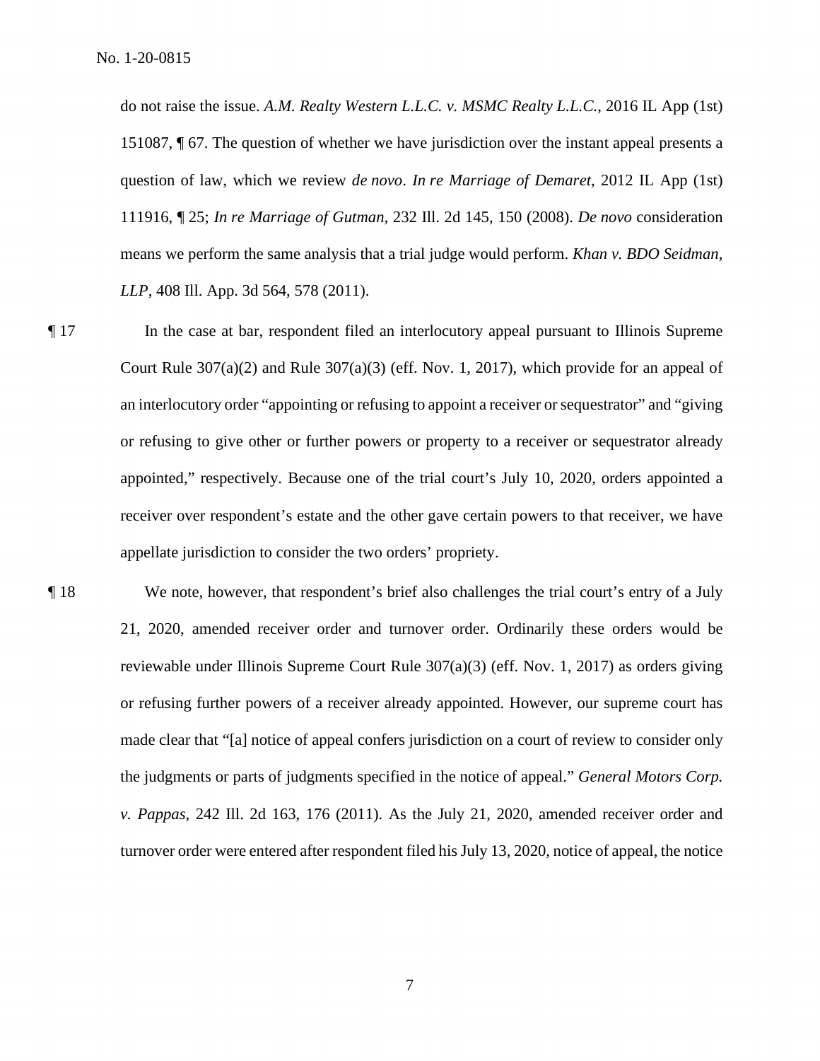do not raise the issue. *A.M. Realty Western L.L.C. v. MSMC Realty L.L.C.*, 2016 IL App (1st) 151087, ¶ 67. The question of whether we have jurisdiction over the instant appeal presents a question of law, which we review *de novo*. *In re Marriage of Demaret*, 2012 IL App (1st) 111916, ¶ 25; *In re Marriage of Gutman*, 232 Ill. 2d 145, 150 (2008). *De novo* consideration means we perform the same analysis that a trial judge would perform. *Khan v. BDO Seidman, LLP*, 408 Ill. App. 3d 564, 578 (2011).

¶ 17 In the case at bar, respondent filed an interlocutory appeal pursuant to Illinois Supreme Court Rule 307(a)(2) and Rule 307(a)(3) (eff. Nov. 1, 2017), which provide for an appeal of an interlocutory order "appointing or refusing to appoint a receiver or sequestrator" and "giving or refusing to give other or further powers or property to a receiver or sequestrator already appointed," respectively. Because one of the trial court's July 10, 2020, orders appointed a receiver over respondent's estate and the other gave certain powers to that receiver, we have appellate jurisdiction to consider the two orders' propriety.

¶ 18 We note, however, that respondent's brief also challenges the trial court's entry of a July 21, 2020, amended receiver order and turnover order. Ordinarily these orders would be reviewable under Illinois Supreme Court Rule 307(a)(3) (eff. Nov. 1, 2017) as orders giving or refusing further powers of a receiver already appointed. However, our supreme court has made clear that "[a] notice of appeal confers jurisdiction on a court of review to consider only the judgments or parts of judgments specified in the notice of appeal." *General Motors Corp. v. Pappas*, 242 Ill. 2d 163, 176 (2011). As the July 21, 2020, amended receiver order and turnover order were entered after respondent filed his July 13, 2020, notice of appeal, the notice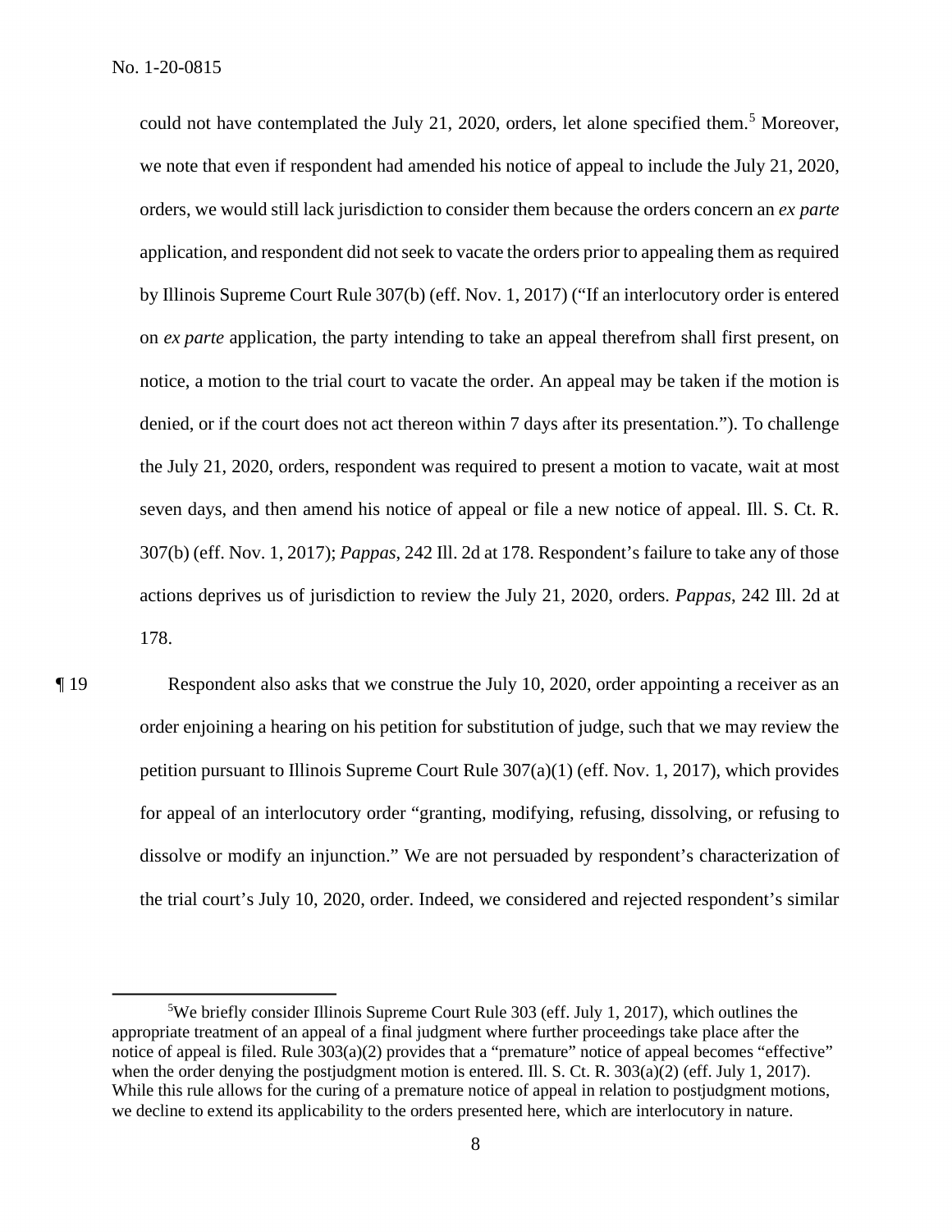could not have contemplated the July 21, 2020, orders, let alone specified them.[5] Moreover, we note that even if respondent had amended his notice of appeal to include the July 21, 2020, orders, we would still lack jurisdiction to consider them because the orders concern an *ex parte* application, and respondent did not seek to vacate the orders prior to appealing them as required by Illinois Supreme Court Rule 307(b) (eff. Nov. 1, 2017) ("If an interlocutory order is entered on *ex parte* application, the party intending to take an appeal therefrom shall first present, on notice, a motion to the trial court to vacate the order. An appeal may be taken if the motion is denied, or if the court does not act thereon within 7 days after its presentation."). To challenge the July 21, 2020, orders, respondent was required to present a motion to vacate, wait at most seven days, and then amend his notice of appeal or file a new notice of appeal. Ill. S. Ct. R. 307(b) (eff. Nov. 1, 2017); *Pappas*, 242 Ill. 2d at 178. Respondent's failure to take any of those actions deprives us of jurisdiction to review the July 21, 2020, orders. *Pappas*, 242 Ill. 2d at 178.

¶ 19 Respondent also asks that we construe the July 10, 2020, order appointing a receiver as an order enjoining a hearing on his petition for substitution of judge, such that we may review the petition pursuant to Illinois Supreme Court Rule 307(a)(1) (eff. Nov. 1, 2017), which provides for appeal of an interlocutory order "granting, modifying, refusing, dissolving, or refusing to dissolve or modify an injunction." We are not persuaded by respondent's characterization of the trial court's July 10, 2020, order. Indeed, we considered and rejected respondent's similar

---

[5]We briefly consider Illinois Supreme Court Rule 303 (eff. July 1, 2017), which outlines the appropriate treatment of an appeal of a final judgment where further proceedings take place after the notice of appeal is filed. Rule 303(a)(2) provides that a "premature" notice of appeal becomes "effective" when the order denying the postjudgment motion is entered. Ill. S. Ct. R. 303(a)(2) (eff. July 1, 2017). While this rule allows for the curing of a premature notice of appeal in relation to postjudgment motions, we decline to extend its applicability to the orders presented here, which are interlocutory in nature.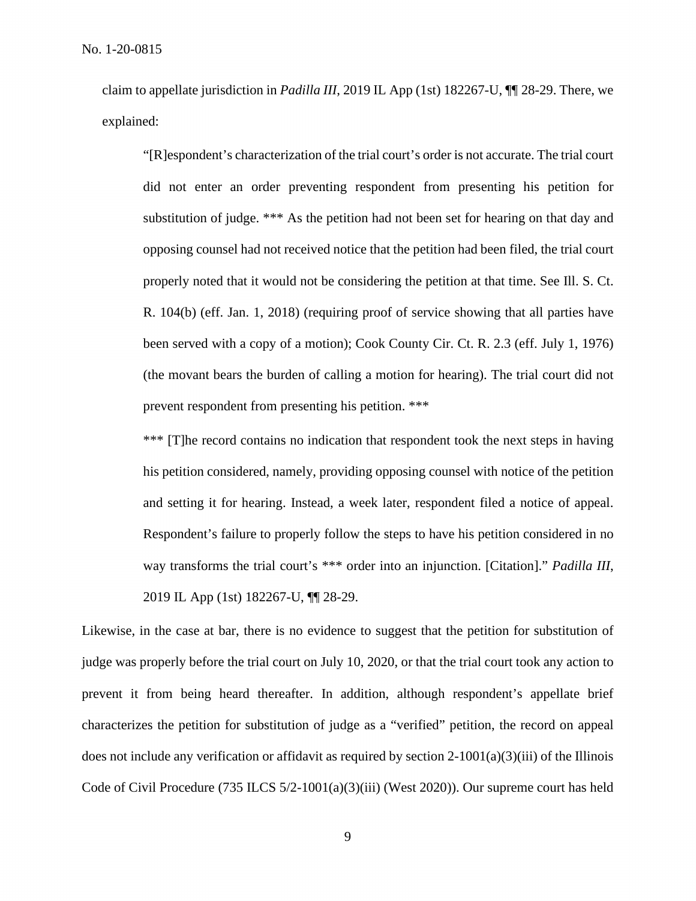claim to appellate jurisdiction in *Padilla III*, 2019 IL App (1st) 182267-U, ¶¶ 28-29. There, we explained:

> "[R]espondent's characterization of the trial court's order is not accurate. The trial court did not enter an order preventing respondent from presenting his petition for substitution of judge. *** As the petition had not been set for hearing on that day and opposing counsel had not received notice that the petition had been filed, the trial court properly noted that it would not be considering the petition at that time. See Ill. S. Ct. R. 104(b) (eff. Jan. 1, 2018) (requiring proof of service showing that all parties have been served with a copy of a motion); Cook County Cir. Ct. R. 2.3 (eff. July 1, 1976) (the movant bears the burden of calling a motion for hearing). The trial court did not prevent respondent from presenting his petition. ***
>
> *** [T]he record contains no indication that respondent took the next steps in having his petition considered, namely, providing opposing counsel with notice of the petition and setting it for hearing. Instead, a week later, respondent filed a notice of appeal. Respondent's failure to properly follow the steps to have his petition considered in no way transforms the trial court's *** order into an injunction. [Citation]." *Padilla III*, 2019 IL App (1st) 182267-U, ¶¶ 28-29.

Likewise, in the case at bar, there is no evidence to suggest that the petition for substitution of judge was properly before the trial court on July 10, 2020, or that the trial court took any action to prevent it from being heard thereafter. In addition, although respondent's appellate brief characterizes the petition for substitution of judge as a "verified" petition, the record on appeal does not include any verification or affidavit as required by section 2-1001(a)(3)(iii) of the Illinois Code of Civil Procedure (735 ILCS 5/2-1001(a)(3)(iii) (West 2020)). Our supreme court has held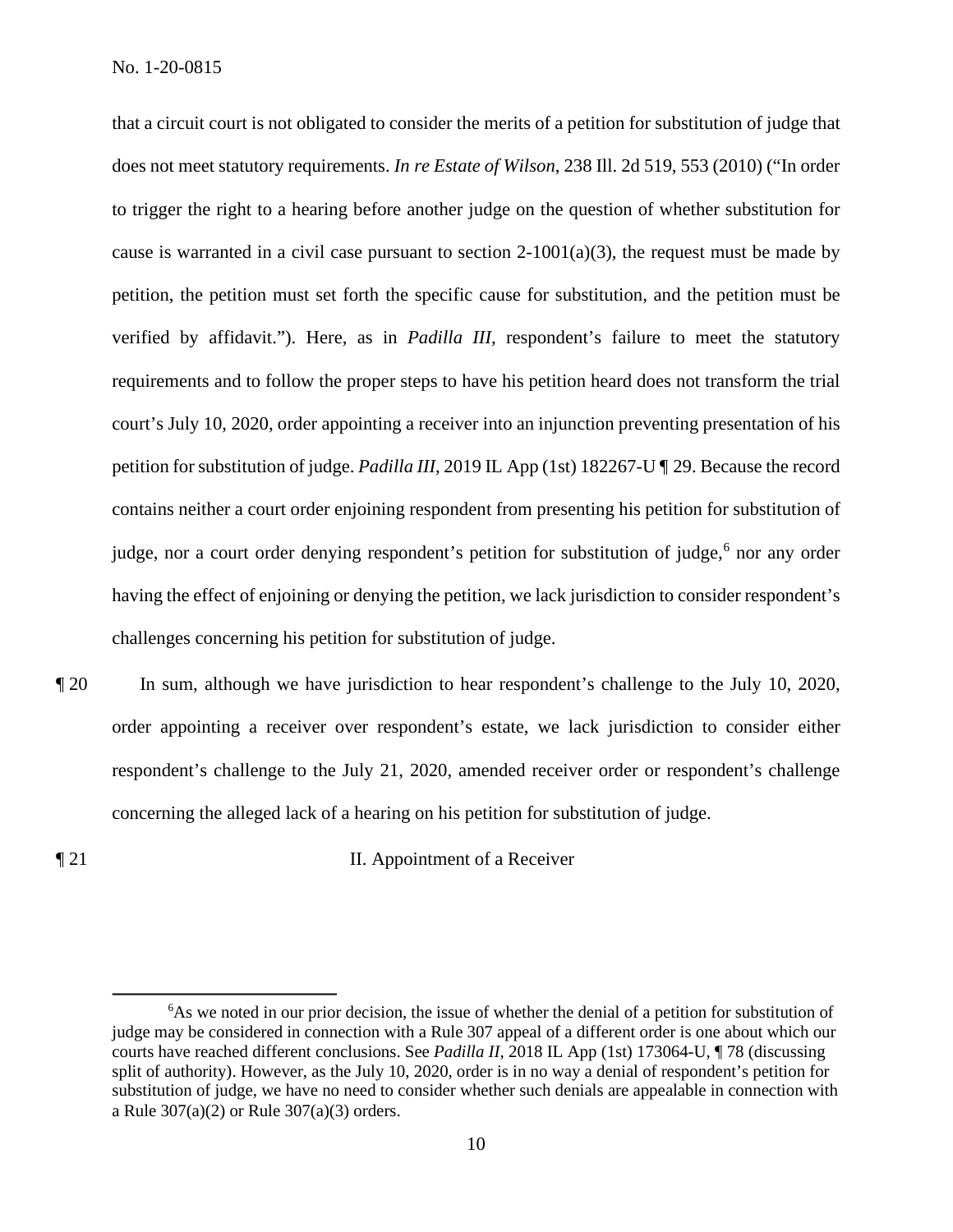that a circuit court is not obligated to consider the merits of a petition for substitution of judge that does not meet statutory requirements. *In re Estate of Wilson*, 238 Ill. 2d 519, 553 (2010) ("In order to trigger the right to a hearing before another judge on the question of whether substitution for cause is warranted in a civil case pursuant to section 2-1001(a)(3), the request must be made by petition, the petition must set forth the specific cause for substitution, and the petition must be verified by affidavit."). Here, as in *Padilla III*, respondent's failure to meet the statutory requirements and to follow the proper steps to have his petition heard does not transform the trial court's July 10, 2020, order appointing a receiver into an injunction preventing presentation of his petition for substitution of judge. *Padilla III*, 2019 IL App (1st) 182267-U ¶ 29. Because the record contains neither a court order enjoining respondent from presenting his petition for substitution of judge, nor a court order denying respondent's petition for substitution of judge,[6] nor any order having the effect of enjoining or denying the petition, we lack jurisdiction to consider respondent's challenges concerning his petition for substitution of judge.

¶ 20 In sum, although we have jurisdiction to hear respondent's challenge to the July 10, 2020, order appointing a receiver over respondent's estate, we lack jurisdiction to consider either respondent's challenge to the July 21, 2020, amended receiver order or respondent's challenge concerning the alleged lack of a hearing on his petition for substitution of judge.

## ¶ 21 II. Appointment of a Receiver

---

[6] As we noted in our prior decision, the issue of whether the denial of a petition for substitution of judge may be considered in connection with a Rule 307 appeal of a different order is one about which our courts have reached different conclusions. See *Padilla II*, 2018 IL App (1st) 173064-U, ¶ 78 (discussing split of authority). However, as the July 10, 2020, order is in no way a denial of respondent's petition for substitution of judge, we have no need to consider whether such denials are appealable in connection with a Rule 307(a)(2) or Rule 307(a)(3) orders.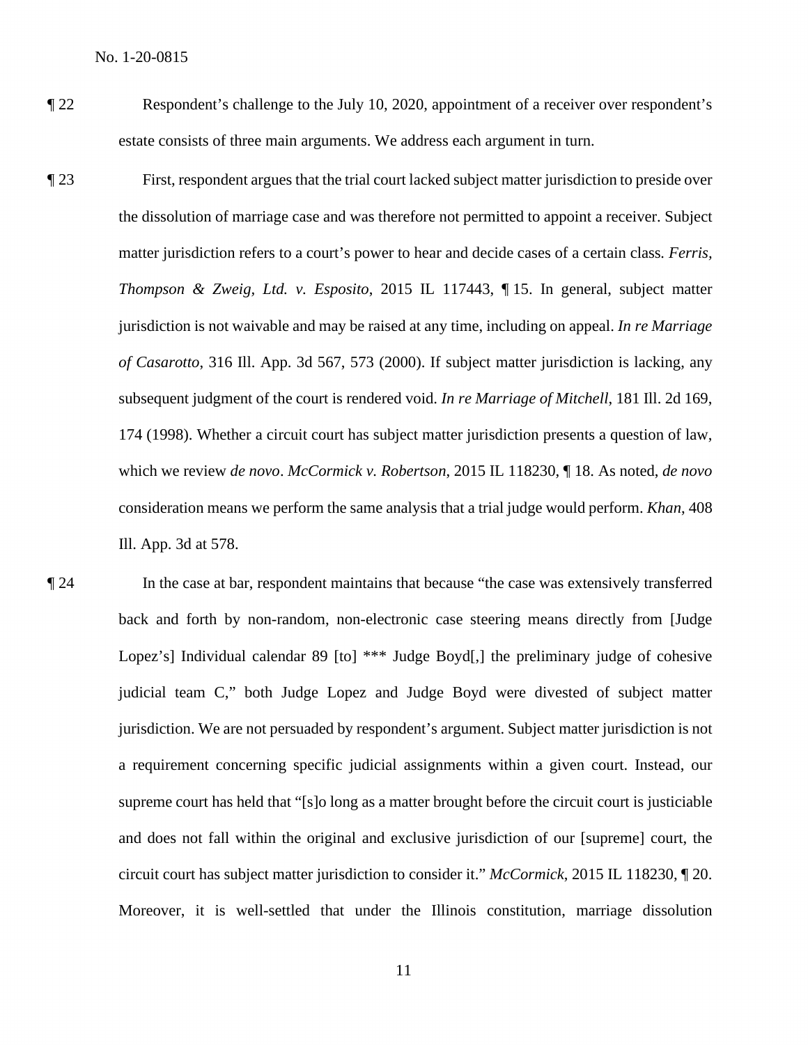¶ 22 Respondent's challenge to the July 10, 2020, appointment of a receiver over respondent's estate consists of three main arguments. We address each argument in turn.

¶ 23 First, respondent argues that the trial court lacked subject matter jurisdiction to preside over the dissolution of marriage case and was therefore not permitted to appoint a receiver. Subject matter jurisdiction refers to a court's power to hear and decide cases of a certain class. *Ferris, Thompson & Zweig, Ltd. v. Esposito*, 2015 IL 117443, ¶ 15. In general, subject matter jurisdiction is not waivable and may be raised at any time, including on appeal. *In re Marriage of Casarotto*, 316 Ill. App. 3d 567, 573 (2000). If subject matter jurisdiction is lacking, any subsequent judgment of the court is rendered void. *In re Marriage of Mitchell*, 181 Ill. 2d 169, 174 (1998). Whether a circuit court has subject matter jurisdiction presents a question of law, which we review *de novo*. *McCormick v. Robertson*, 2015 IL 118230, ¶ 18. As noted, *de novo* consideration means we perform the same analysis that a trial judge would perform. *Khan*, 408 Ill. App. 3d at 578.

¶ 24 In the case at bar, respondent maintains that because "the case was extensively transferred back and forth by non-random, non-electronic case steering means directly from [Judge Lopez's] Individual calendar 89 [to] *** Judge Boyd[,] the preliminary judge of cohesive judicial team C," both Judge Lopez and Judge Boyd were divested of subject matter jurisdiction. We are not persuaded by respondent's argument. Subject matter jurisdiction is not a requirement concerning specific judicial assignments within a given court. Instead, our supreme court has held that "[s]o long as a matter brought before the circuit court is justiciable and does not fall within the original and exclusive jurisdiction of our [supreme] court, the circuit court has subject matter jurisdiction to consider it." *McCormick*, 2015 IL 118230, ¶ 20. Moreover, it is well-settled that under the Illinois constitution, marriage dissolution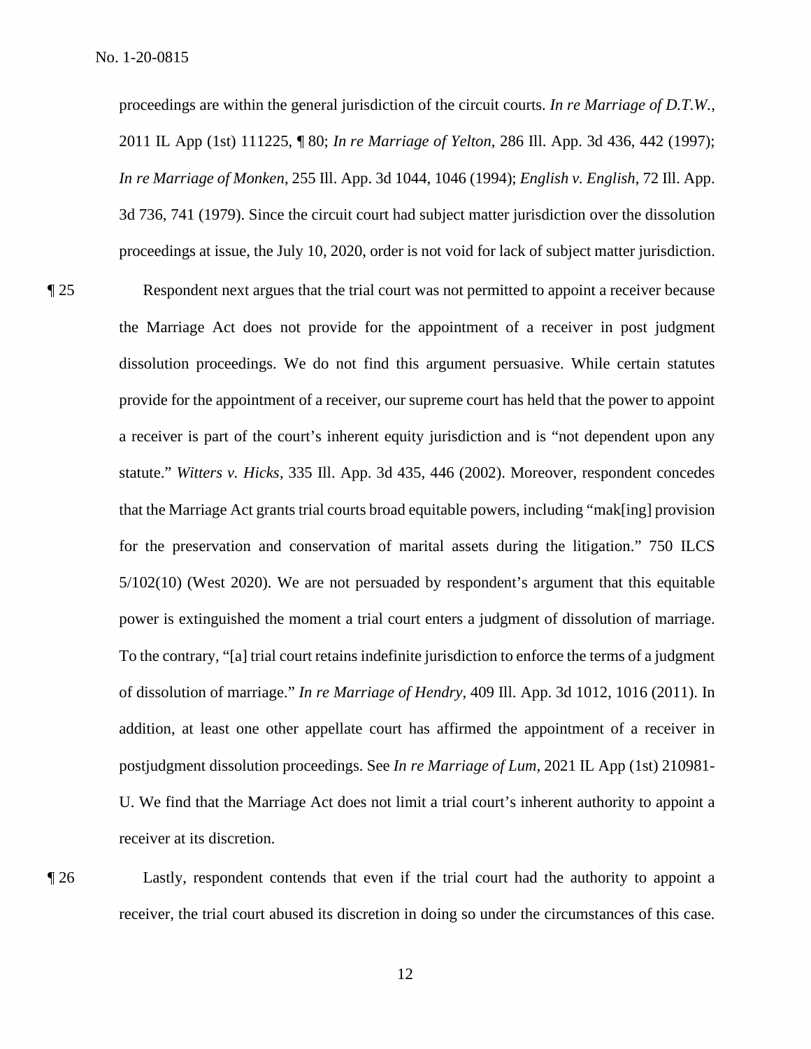proceedings are within the general jurisdiction of the circuit courts. *In re Marriage of D.T.W.*, 2011 IL App (1st) 111225, ¶ 80; *In re Marriage of Yelton*, 286 Ill. App. 3d 436, 442 (1997); *In re Marriage of Monken*, 255 Ill. App. 3d 1044, 1046 (1994); *English v. English*, 72 Ill. App. 3d 736, 741 (1979). Since the circuit court had subject matter jurisdiction over the dissolution proceedings at issue, the July 10, 2020, order is not void for lack of subject matter jurisdiction.

¶ 25 Respondent next argues that the trial court was not permitted to appoint a receiver because the Marriage Act does not provide for the appointment of a receiver in post judgment dissolution proceedings. We do not find this argument persuasive. While certain statutes provide for the appointment of a receiver, our supreme court has held that the power to appoint a receiver is part of the court's inherent equity jurisdiction and is "not dependent upon any statute." *Witters v. Hicks*, 335 Ill. App. 3d 435, 446 (2002). Moreover, respondent concedes that the Marriage Act grants trial courts broad equitable powers, including "mak[ing] provision for the preservation and conservation of marital assets during the litigation." 750 ILCS 5/102(10) (West 2020). We are not persuaded by respondent's argument that this equitable power is extinguished the moment a trial court enters a judgment of dissolution of marriage. To the contrary, "[a] trial court retains indefinite jurisdiction to enforce the terms of a judgment of dissolution of marriage." *In re Marriage of Hendry*, 409 Ill. App. 3d 1012, 1016 (2011). In addition, at least one other appellate court has affirmed the appointment of a receiver in postjudgment dissolution proceedings. See *In re Marriage of Lum*, 2021 IL App (1st) 210981-U. We find that the Marriage Act does not limit a trial court's inherent authority to appoint a receiver at its discretion.

¶ 26 Lastly, respondent contends that even if the trial court had the authority to appoint a receiver, the trial court abused its discretion in doing so under the circumstances of this case.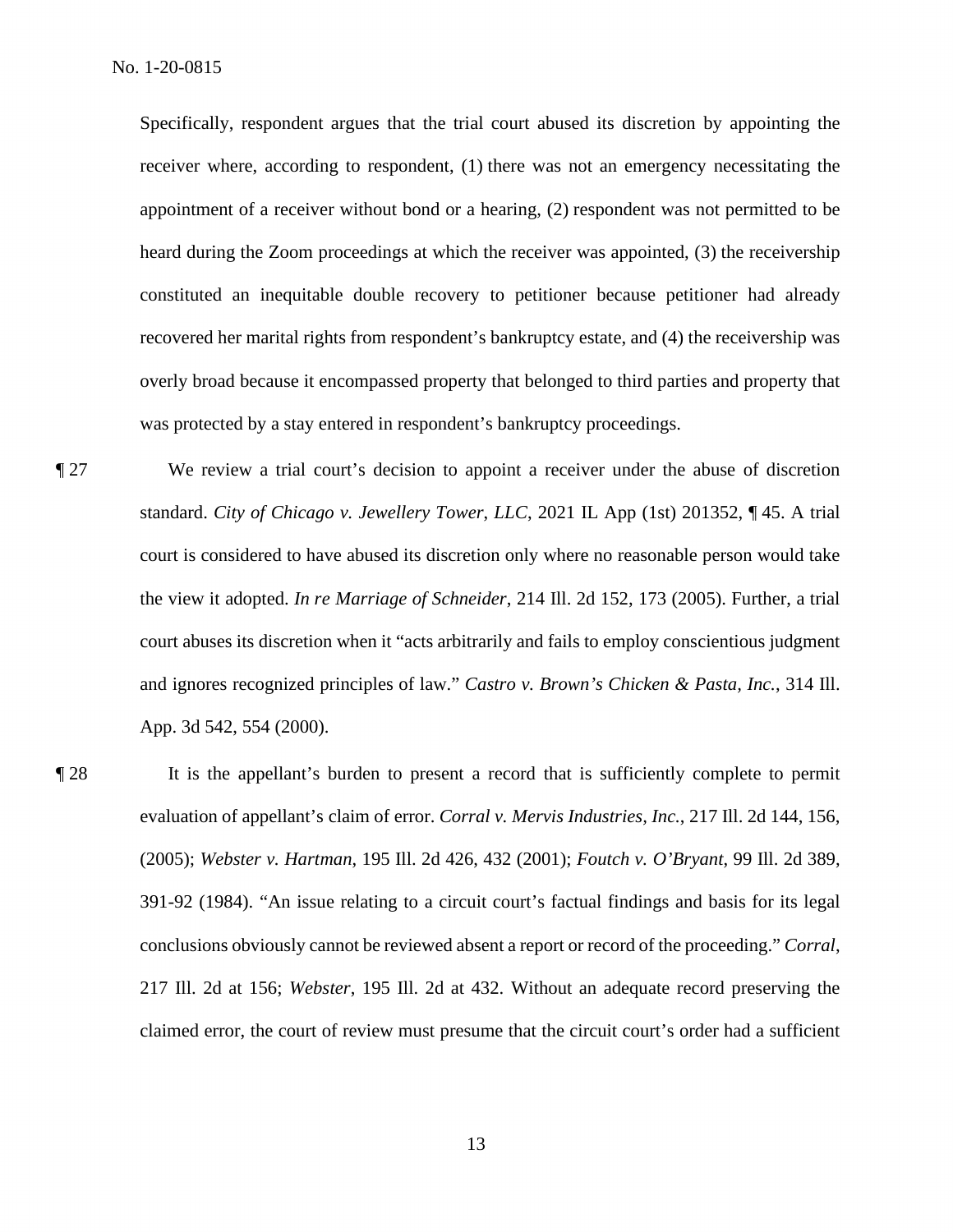Specifically, respondent argues that the trial court abused its discretion by appointing the receiver where, according to respondent, (1) there was not an emergency necessitating the appointment of a receiver without bond or a hearing, (2) respondent was not permitted to be heard during the Zoom proceedings at which the receiver was appointed, (3) the receivership constituted an inequitable double recovery to petitioner because petitioner had already recovered her marital rights from respondent's bankruptcy estate, and (4) the receivership was overly broad because it encompassed property that belonged to third parties and property that was protected by a stay entered in respondent's bankruptcy proceedings.

¶ 27 We review a trial court's decision to appoint a receiver under the abuse of discretion standard. *City of Chicago v. Jewellery Tower, LLC*, 2021 IL App (1st) 201352, ¶ 45. A trial court is considered to have abused its discretion only where no reasonable person would take the view it adopted. *In re Marriage of Schneider*, 214 Ill. 2d 152, 173 (2005). Further, a trial court abuses its discretion when it "acts arbitrarily and fails to employ conscientious judgment and ignores recognized principles of law." *Castro v. Brown's Chicken & Pasta, Inc.*, 314 Ill. App. 3d 542, 554 (2000).

¶ 28 It is the appellant's burden to present a record that is sufficiently complete to permit evaluation of appellant's claim of error. *Corral v. Mervis Industries, Inc.*, 217 Ill. 2d 144, 156, (2005); *Webster v. Hartman*, 195 Ill. 2d 426, 432 (2001); *Foutch v. O'Bryant*, 99 Ill. 2d 389, 391-92 (1984). "An issue relating to a circuit court's factual findings and basis for its legal conclusions obviously cannot be reviewed absent a report or record of the proceeding." *Corral*, 217 Ill. 2d at 156; *Webster*, 195 Ill. 2d at 432. Without an adequate record preserving the claimed error, the court of review must presume that the circuit court's order had a sufficient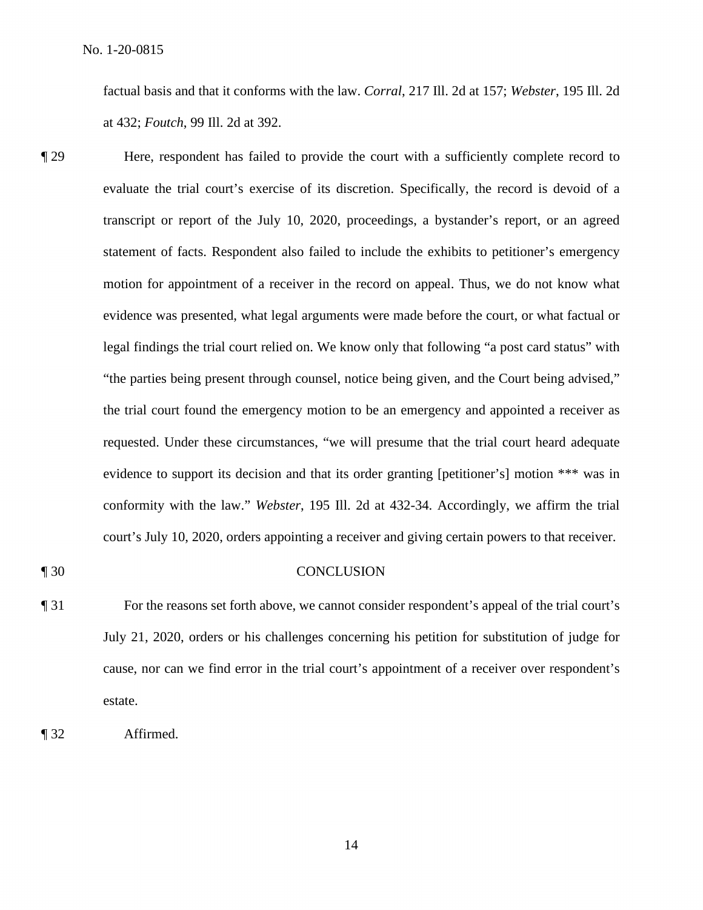factual basis and that it conforms with the law. *Corral*, 217 Ill. 2d at 157; *Webster*, 195 Ill. 2d at 432; *Foutch*, 99 Ill. 2d at 392.

¶ 29 Here, respondent has failed to provide the court with a sufficiently complete record to evaluate the trial court's exercise of its discretion. Specifically, the record is devoid of a transcript or report of the July 10, 2020, proceedings, a bystander's report, or an agreed statement of facts. Respondent also failed to include the exhibits to petitioner's emergency motion for appointment of a receiver in the record on appeal. Thus, we do not know what evidence was presented, what legal arguments were made before the court, or what factual or legal findings the trial court relied on. We know only that following "a post card status" with "the parties being present through counsel, notice being given, and the Court being advised," the trial court found the emergency motion to be an emergency and appointed a receiver as requested. Under these circumstances, "we will presume that the trial court heard adequate evidence to support its decision and that its order granting [petitioner's] motion *** was in conformity with the law." *Webster*, 195 Ill. 2d at 432-34. Accordingly, we affirm the trial court's July 10, 2020, orders appointing a receiver and giving certain powers to that receiver.

## ¶ 30 CONCLUSION

¶ 31 For the reasons set forth above, we cannot consider respondent's appeal of the trial court's July 21, 2020, orders or his challenges concerning his petition for substitution of judge for cause, nor can we find error in the trial court's appointment of a receiver over respondent's estate.

¶ 32 Affirmed.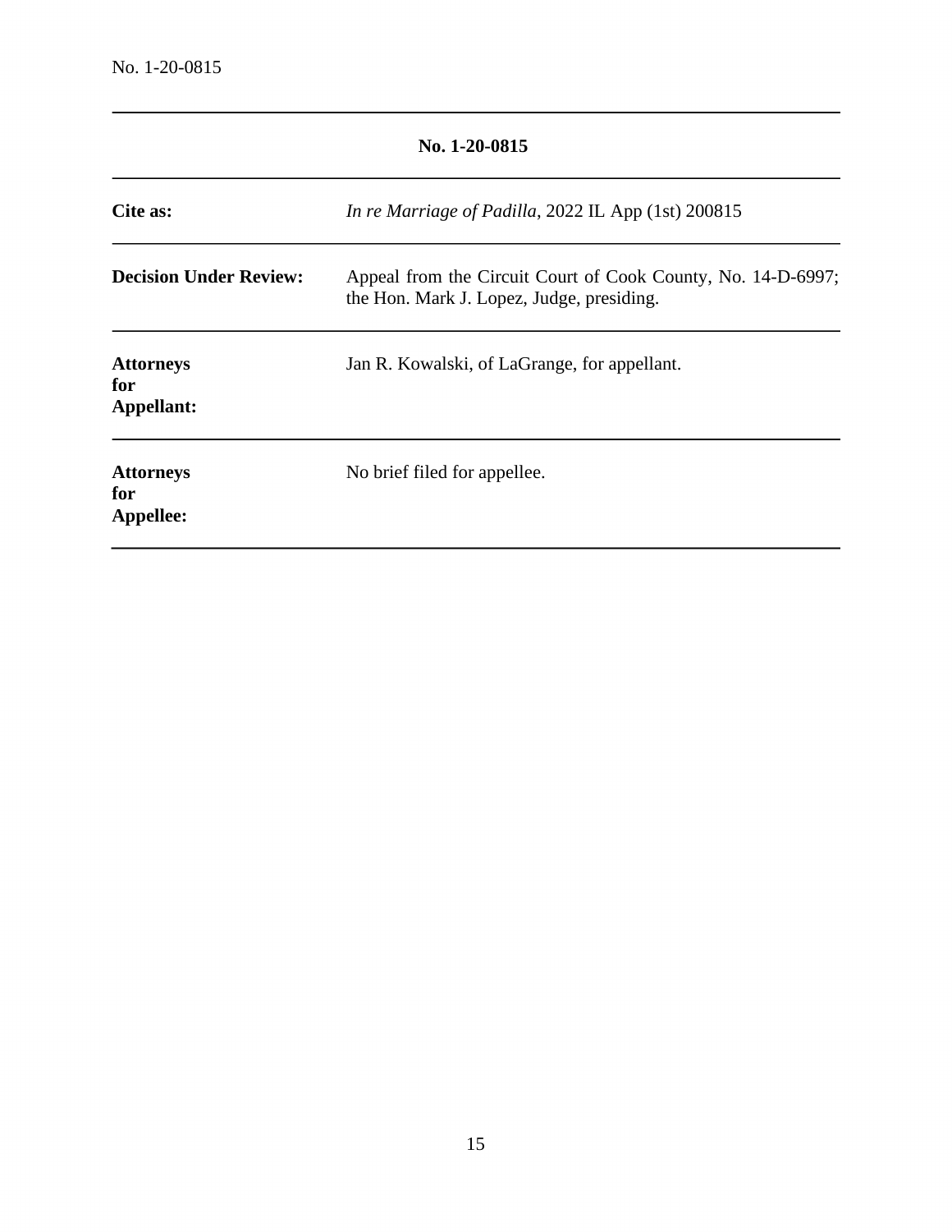**No. 1-20-0815**

| | |
|---|---|
| **Cite as:** | *In re Marriage of Padilla*, 2022 IL App (1st) 200815 |
| **Decision Under Review:** | Appeal from the Circuit Court of Cook County, No. 14-D-6997; the Hon. Mark J. Lopez, Judge, presiding. |
| **Attorneys for Appellant:** | Jan R. Kowalski, of LaGrange, for appellant. |
| **Attorneys for Appellee:** | No brief filed for appellee. |